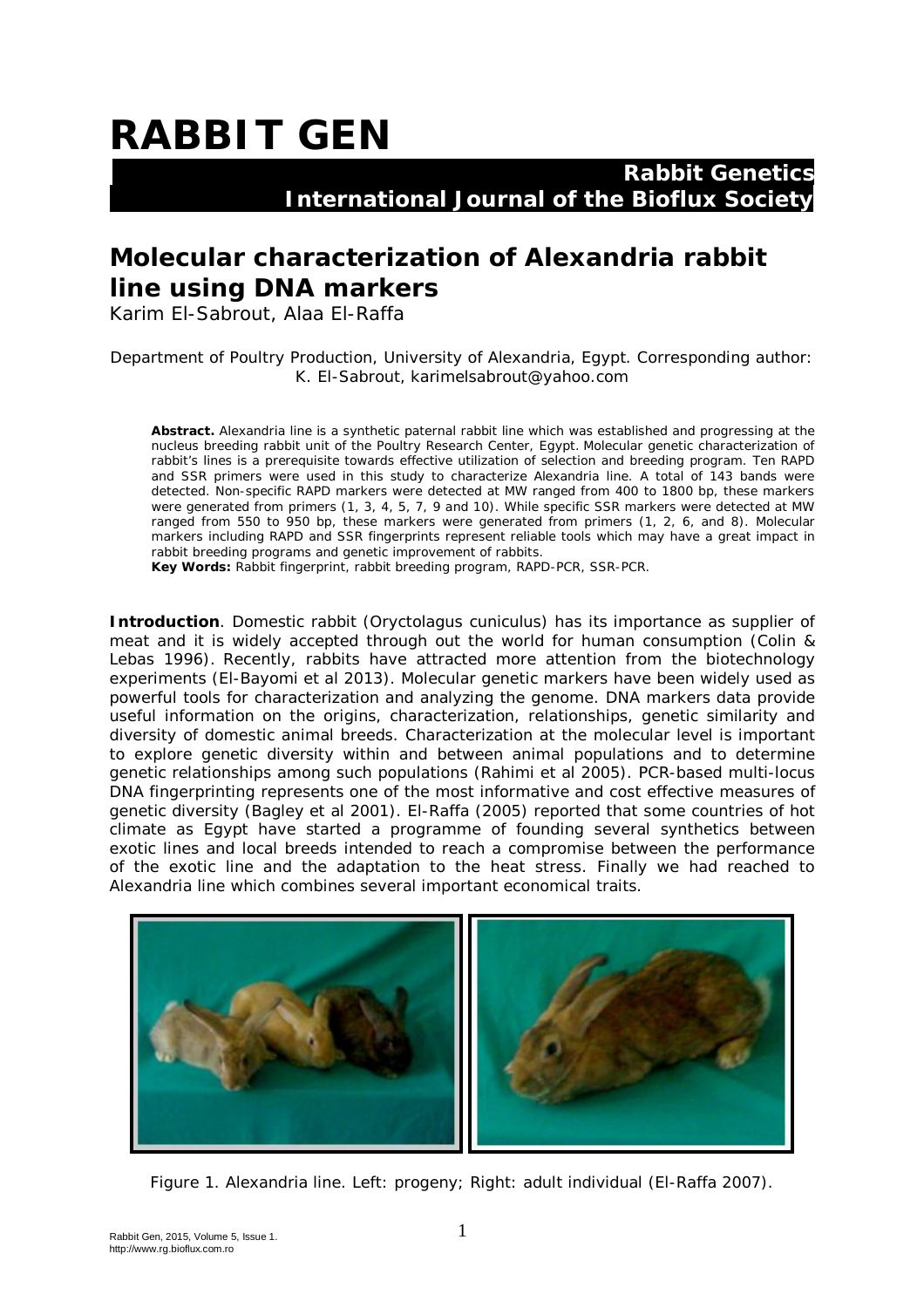# RABBIT GEN

**Rabbit Genetics**
**International Journal of the Bioflux Society**

## Molecular characterization of Alexandria rabbit line using DNA markers

Karim El-Sabrout, Alaa El-Raffa

Department of Poultry Production, University of Alexandria, Egypt. Corresponding author: K. El-Sabrout, karimelsabrout@yahoo.com

**Abstract.** Alexandria line is a synthetic paternal rabbit line which was established and progressing at the nucleus breeding rabbit unit of the Poultry Research Center, Egypt. Molecular genetic characterization of rabbit's lines is a prerequisite towards effective utilization of selection and breeding program. Ten RAPD and SSR primers were used in this study to characterize Alexandria line. A total of 143 bands were detected. Non-specific RAPD markers were detected at MW ranged from 400 to 1800 bp, these markers were generated from primers (1, 3, 4, 5, 7, 9 and 10). While specific SSR markers were detected at MW ranged from 550 to 950 bp, these markers were generated from primers (1, 2, 6, and 8). Molecular markers including RAPD and SSR fingerprints represent reliable tools which may have a great impact in rabbit breeding programs and genetic improvement of rabbits.

**Key Words:** Rabbit fingerprint, rabbit breeding program, RAPD-PCR, SSR-PCR.

**Introduction**. Domestic rabbit (Oryctolagus cuniculus) has its importance as supplier of meat and it is widely accepted through out the world for human consumption (Colin & Lebas 1996). Recently, rabbits have attracted more attention from the biotechnology experiments (El-Bayomi et al 2013). Molecular genetic markers have been widely used as powerful tools for characterization and analyzing the genome. DNA markers data provide useful information on the origins, characterization, relationships, genetic similarity and diversity of domestic animal breeds. Characterization at the molecular level is important to explore genetic diversity within and between animal populations and to determine genetic relationships among such populations (Rahimi et al 2005). PCR-based multi-locus DNA fingerprinting represents one of the most informative and cost effective measures of genetic diversity (Bagley et al 2001). El-Raffa (2005) reported that some countries of hot climate as Egypt have started a programme of founding several synthetics between exotic lines and local breeds intended to reach a compromise between the performance of the exotic line and the adaptation to the heat stress. Finally we had reached to Alexandria line which combines several important economical traits.

Figure 1. Alexandria line. Left: progeny; Right: adult individual (El-Raffa 2007).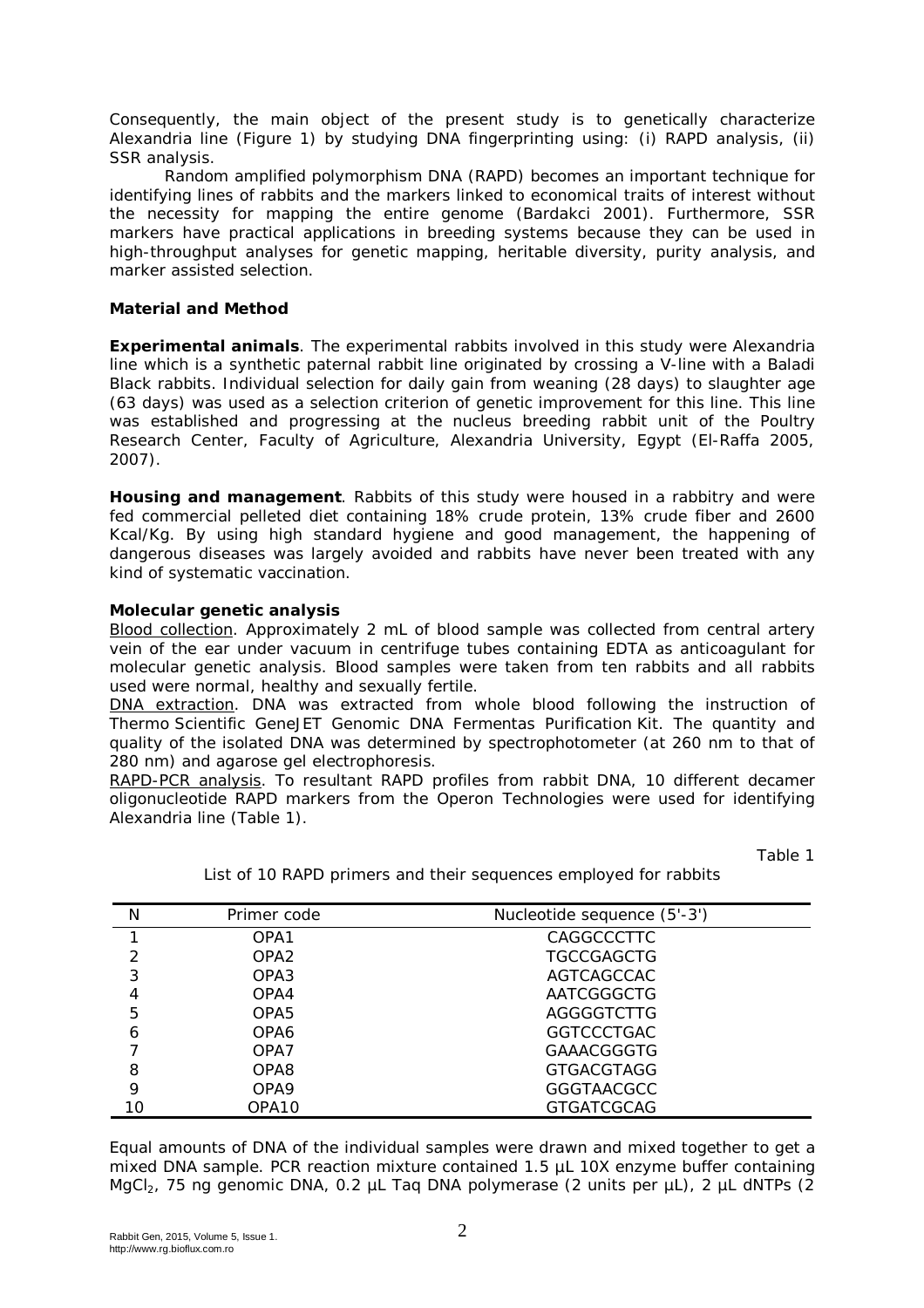Consequently, the main object of the present study is to genetically characterize Alexandria line (Figure 1) by studying DNA fingerprinting using: (i) RAPD analysis, (ii) SSR analysis.

Random amplified polymorphism DNA (RAPD) becomes an important technique for identifying lines of rabbits and the markers linked to economical traits of interest without the necessity for mapping the entire genome (Bardakci 2001). Furthermore, SSR markers have practical applications in breeding systems because they can be used in high-throughput analyses for genetic mapping, heritable diversity, purity analysis, and marker assisted selection.

## Material and Method

**Experimental animals**. The experimental rabbits involved in this study were Alexandria line which is a synthetic paternal rabbit line originated by crossing a V-line with a Baladi Black rabbits. Individual selection for daily gain from weaning (28 days) to slaughter age (63 days) was used as a selection criterion of genetic improvement for this line. This line was established and progressing at the nucleus breeding rabbit unit of the Poultry Research Center, Faculty of Agriculture, Alexandria University, Egypt (El-Raffa 2005, 2007).

**Housing and management**. Rabbits of this study were housed in a rabbitry and were fed commercial pelleted diet containing 18% crude protein, 13% crude fiber and 2600 Kcal/Kg. By using high standard hygiene and good management, the happening of dangerous diseases was largely avoided and rabbits have never been treated with any kind of systematic vaccination.

### Molecular genetic analysis

Blood collection. Approximately 2 mL of blood sample was collected from central artery vein of the ear under vacuum in centrifuge tubes containing EDTA as anticoagulant for molecular genetic analysis. Blood samples were taken from ten rabbits and all rabbits used were normal, healthy and sexually fertile.

DNA extraction. DNA was extracted from whole blood following the instruction of Thermo Scientific GeneJET Genomic DNA Fermentas Purification Kit. The quantity and quality of the isolated DNA was determined by spectrophotometer (at 260 nm to that of 280 nm) and agarose gel electrophoresis.

RAPD-PCR analysis. To resultant RAPD profiles from rabbit DNA, 10 different decamer oligonucleotide RAPD markers from the Operon Technologies were used for identifying Alexandria line (Table 1).

Table 1

List of 10 RAPD primers and their sequences employed for rabbits

| N | Primer code | Nucleotide sequence (5'-3') |
|---|---|---|
| 1 | OPA1 | CAGGCCCTTC |
| 2 | OPA2 | TGCCGAGCTG |
| 3 | OPA3 | AGTCAGCCAC |
| 4 | OPA4 | AATCGGGCTG |
| 5 | OPA5 | AGGGGTCTTG |
| 6 | OPA6 | GGTCCCTGAC |
| 7 | OPA7 | GAAACGGGTG |
| 8 | OPA8 | GTGACGTAGG |
| 9 | OPA9 | GGGTAACGCC |
| 10 | OPA10 | GTGATCGCAG |

Equal amounts of DNA of the individual samples were drawn and mixed together to get a mixed DNA sample. PCR reaction mixture contained 1.5 µL 10X enzyme buffer containing $MgCl_2$, 75 ng genomic DNA, 0.2 µL Taq DNA polymerase (2 units per µL), 2 µL dNTPs (2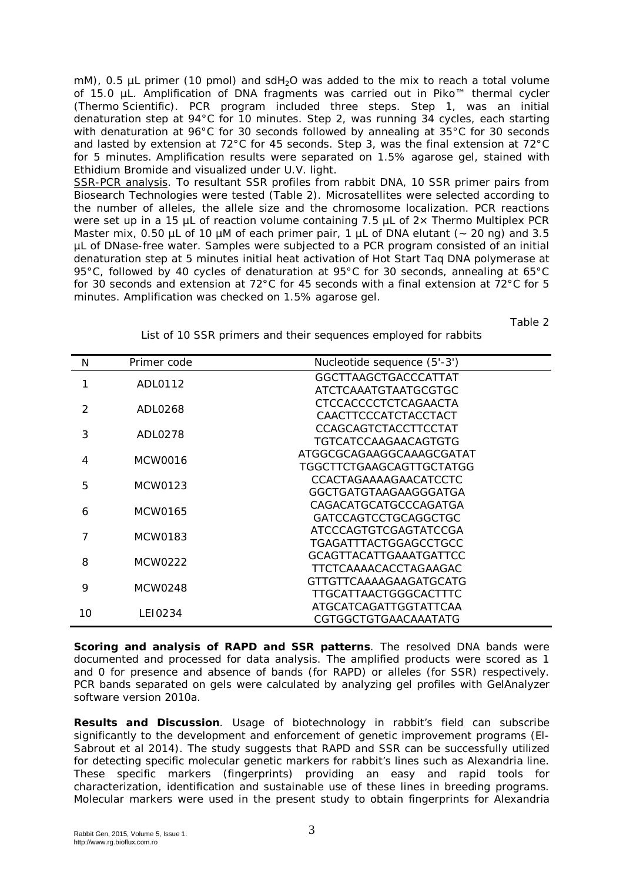mM), 0.5 µL primer (10 pmol) and $sdH_2O$ was added to the mix to reach a total volume of 15.0 µL. Amplification of DNA fragments was carried out in Piko™ thermal cycler (Thermo Scientific). PCR program included three steps. Step 1, was an initial denaturation step at 94°C for 10 minutes. Step 2, was running 34 cycles, each starting with denaturation at 96°C for 30 seconds followed by annealing at 35°C for 30 seconds and lasted by extension at 72°C for 45 seconds. Step 3, was the final extension at 72°C for 5 minutes. Amplification results were separated on 1.5% agarose gel, stained with Ethidium Bromide and visualized under U.V. light.

<u>SSR-PCR analysis</u>. To resultant SSR profiles from rabbit DNA, 10 SSR primer pairs from Biosearch Technologies were tested (Table 2). Microsatellites were selected according to the number of alleles, the allele size and the chromosome localization. PCR reactions were set up in a 15 µL of reaction volume containing 7.5 µL of 2× Thermo Multiplex PCR Master mix, 0.50 µL of 10 µM of each primer pair, 1 µL of DNA elutant (~ 20 ng) and 3.5 µL of DNase-free water. Samples were subjected to a PCR program consisted of an initial denaturation step at 5 minutes initial heat activation of Hot Start Taq DNA polymerase at 95°C, followed by 40 cycles of denaturation at 95°C for 30 seconds, annealing at 65°C for 30 seconds and extension at 72°C for 45 seconds with a final extension at 72°C for 5 minutes. Amplification was checked on 1.5% agarose gel.

Table 2

List of 10 SSR primers and their sequences employed for rabbits

| N | Primer code | Nucleotide sequence (5'-3') |
|---|---|---|
| 1 | ADL0112 | GGCTTAAGCTGACCCATTAT<br>ATCTCAAATGTAATGCGTGC |
| 2 | ADL0268 | CTCCACCCCTCTCAGAACTA<br>CAACTTCCCATCTACCTACT |
| 3 | ADL0278 | CCAGCAGTCTACCTTCCTAT<br>TGTCATCCAAGAACAGTGTG |
| 4 | MCW0016 | ATGGCGCAGAAGGCAAAGCGATAT<br>TGGCTTCTGAAGCAGTTGCTATGG |
| 5 | MCW0123 | CCACTAGAAAAGAACATCCTC<br>GGCTGATGTAAGAAGGGATGA |
| 6 | MCW0165 | CAGACATGCATGCCCAGATGA<br>GATCCAGTCCTGCAGGCTGC |
| 7 | MCW0183 | ATCCCAGTGTCGAGTATCCGA<br>TGAGATTTACTGGAGCCTGCC |
| 8 | MCW0222 | GCAGTTACATTGAAATGATTCC<br>TTCTCAAAACACCTAGAAGAC |
| 9 | MCW0248 | GTTGTTCAAAAGAAGATGCATG<br>TTGCATTAACTGGGCACTTTC |
| 10 | LEI0234 | ATGCATCAGATTGGTATTCAA<br>CGTGGCTGTGAACAAATATG |

**Scoring and analysis of RAPD and SSR patterns**. The resolved DNA bands were documented and processed for data analysis. The amplified products were scored as 1 and 0 for presence and absence of bands (for RAPD) or alleles (for SSR) respectively. PCR bands separated on gels were calculated by analyzing gel profiles with GelAnalyzer software version 2010a.

**Results and Discussion**. Usage of biotechnology in rabbit's field can subscribe significantly to the development and enforcement of genetic improvement programs (El-Sabrout et al 2014). The study suggests that RAPD and SSR can be successfully utilized for detecting specific molecular genetic markers for rabbit's lines such as Alexandria line. These specific markers (fingerprints) providing an easy and rapid tools for characterization, identification and sustainable use of these lines in breeding programs. Molecular markers were used in the present study to obtain fingerprints for Alexandria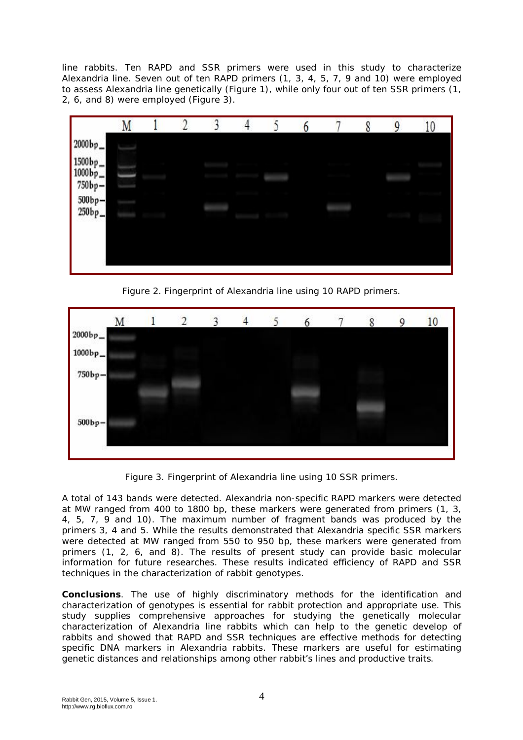line rabbits. Ten RAPD and SSR primers were used in this study to characterize Alexandria line. Seven out of ten RAPD primers (1, 3, 4, 5, 7, 9 and 10) were employed to assess Alexandria line genetically (Figure 1), while only four out of ten SSR primers (1, 2, 6, and 8) were employed (Figure 3).

M 1 2 3 4 5 6 7 8 9 10

2000bp
1500bp
1000bp
750bp
500bp
250bp

Figure 2. Fingerprint of Alexandria line using 10 RAPD primers.

M 1 2 3 4 5 6 7 8 9 10

2000bp
1000bp
750bp
500bp

Figure 3. Fingerprint of Alexandria line using 10 SSR primers.

A total of 143 bands were detected. Alexandria non-specific RAPD markers were detected at MW ranged from 400 to 1800 bp, these markers were generated from primers (1, 3, 4, 5, 7, 9 and 10). The maximum number of fragment bands was produced by the primers 3, 4 and 5. While the results demonstrated that Alexandria specific SSR markers were detected at MW ranged from 550 to 950 bp, these markers were generated from primers (1, 2, 6, and 8). The results of present study can provide basic molecular information for future researches. These results indicated efficiency of RAPD and SSR techniques in the characterization of rabbit genotypes.

**Conclusions**. The use of highly discriminatory methods for the identification and characterization of genotypes is essential for rabbit protection and appropriate use. This study supplies comprehensive approaches for studying the genetically molecular characterization of Alexandria line rabbits which can help to the genetic develop of rabbits and showed that RAPD and SSR techniques are effective methods for detecting specific DNA markers in Alexandria rabbits. These markers are useful for estimating genetic distances and relationships among other rabbit's lines and productive traits.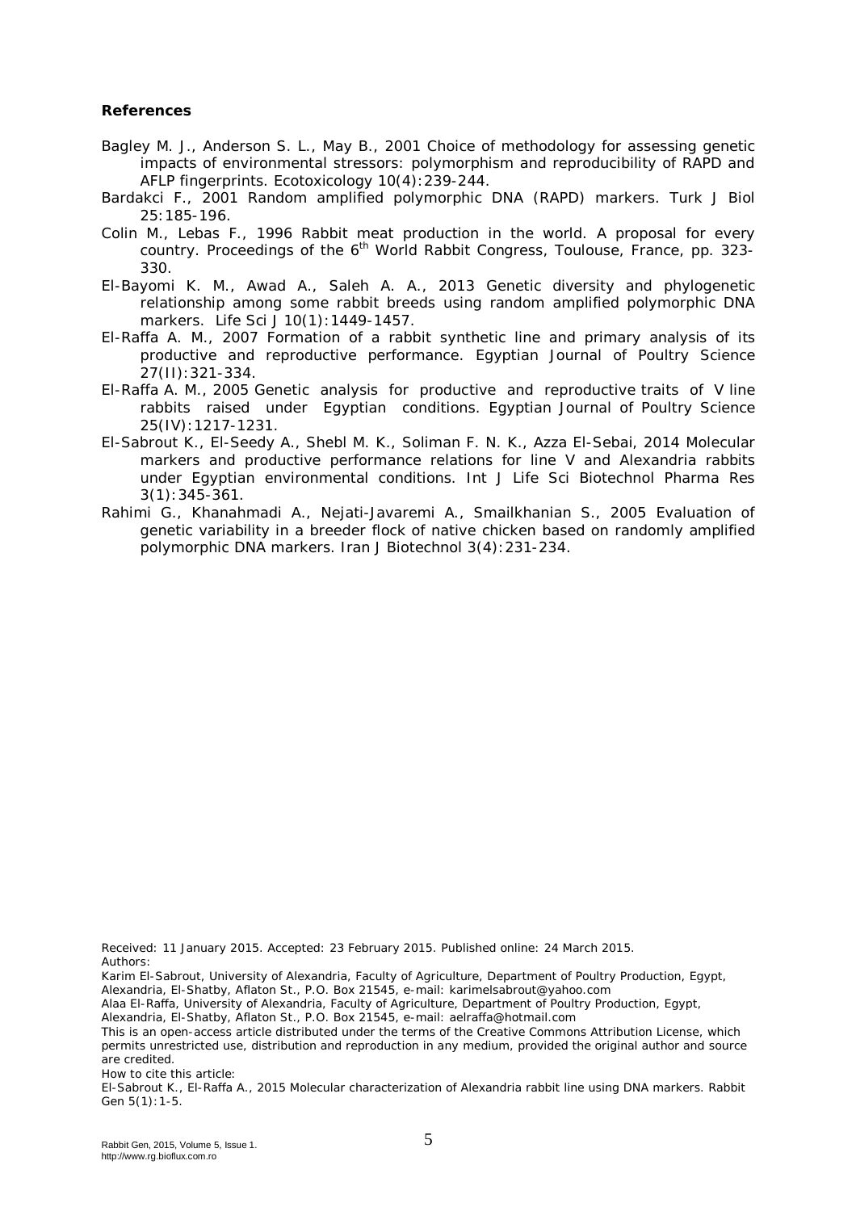**References**

Bagley M. J., Anderson S. L., May B., 2001 Choice of methodology for assessing genetic impacts of environmental stressors: polymorphism and reproducibility of RAPD and AFLP fingerprints. Ecotoxicology 10(4):239-244.

Bardakci F., 2001 Random amplified polymorphic DNA (RAPD) markers. Turk J Biol 25:185-196.

Colin M., Lebas F., 1996 Rabbit meat production in the world. A proposal for every country. Proceedings of the 6th World Rabbit Congress, Toulouse, France, pp. 323-330.

El-Bayomi K. M., Awad A., Saleh A. A., 2013 Genetic diversity and phylogenetic relationship among some rabbit breeds using random amplified polymorphic DNA markers. Life Sci J 10(1):1449-1457.

El-Raffa A. M., 2007 Formation of a rabbit synthetic line and primary analysis of its productive and reproductive performance. Egyptian Journal of Poultry Science 27(II):321-334.

El-Raffa A. M., 2005 Genetic analysis for productive and reproductive traits of V line rabbits raised under Egyptian conditions. Egyptian Journal of Poultry Science 25(IV):1217-1231.

El-Sabrout K., El-Seedy A., Shebl M. K., Soliman F. N. K., Azza El-Sebai, 2014 Molecular markers and productive performance relations for line V and Alexandria rabbits under Egyptian environmental conditions. Int J Life Sci Biotechnol Pharma Res 3(1):345-361.

Rahimi G., Khanahmadi A., Nejati-Javaremi A., Smailkhanian S., 2005 Evaluation of genetic variability in a breeder flock of native chicken based on randomly amplified polymorphic DNA markers. Iran J Biotechnol 3(4):231-234.

Received: 11 January 2015. Accepted: 23 February 2015. Published online: 24 March 2015.

Authors:

Karim El-Sabrout, University of Alexandria, Faculty of Agriculture, Department of Poultry Production, Egypt, Alexandria, El-Shatby, Aflaton St., P.O. Box 21545, e-mail: karimelsabrout@yahoo.com

Alaa El-Raffa, University of Alexandria, Faculty of Agriculture, Department of Poultry Production, Egypt, Alexandria, El-Shatby, Aflaton St., P.O. Box 21545, e-mail: aelraffa@hotmail.com

This is an open-access article distributed under the terms of the Creative Commons Attribution License, which permits unrestricted use, distribution and reproduction in any medium, provided the original author and source are credited.

How to cite this article:

El-Sabrout K., El-Raffa A., 2015 Molecular characterization of Alexandria rabbit line using DNA markers. Rabbit Gen 5(1):1-5.